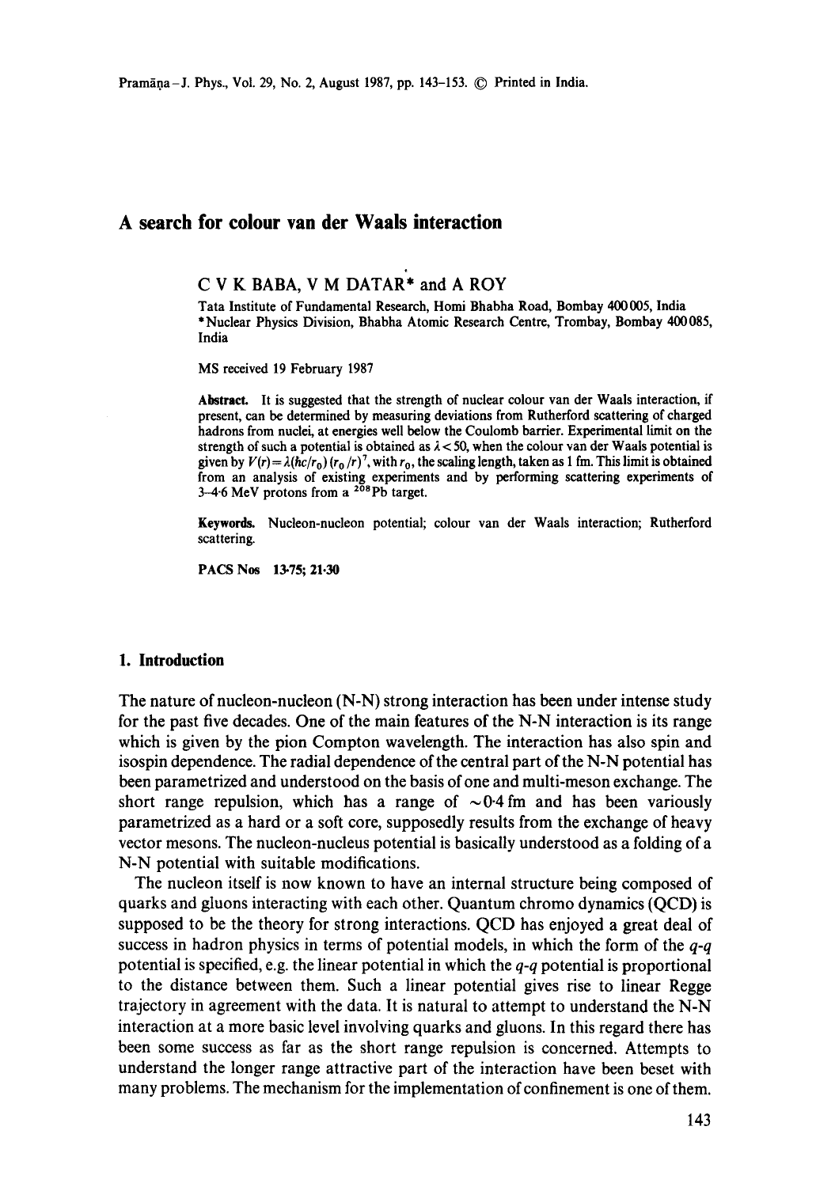# A search for colour van der Waals interaction

C V K BABA, V M DATAR* and A ROY

Tata Institute of Fundamental Research, Homi Bhabha Road, Bombay 400005, India
*Nuclear Physics Division, Bhabha Atomic Research Centre, Trombay, Bombay 400085, India

MS received 19 February 1987

**Abstract.** It is suggested that the strength of nuclear colour van der Waals interaction, if present, can be determined by measuring deviations from Rutherford scattering of charged hadrons from nuclei, at energies well below the Coulomb barrier. Experimental limit on the strength of such a potential is obtained as $\lambda < 50$, when the colour van der Waals potential is given by $V(r) = \lambda(\hbar c/r_0)(r_0/r)^7$, with $r_0$, the scaling length, taken as 1 fm. This limit is obtained from an analysis of existing experiments and by performing scattering experiments of 3–4·6 MeV protons from a $^{208}$Pb target.

**Keywords.** Nucleon-nucleon potential; colour van der Waals interaction; Rutherford scattering.

**PACS Nos** 13·75; 21·30

## 1. Introduction

The nature of nucleon-nucleon (N-N) strong interaction has been under intense study for the past five decades. One of the main features of the N-N interaction is its range which is given by the pion Compton wavelength. The interaction has also spin and isospin dependence. The radial dependence of the central part of the N-N potential has been parametrized and understood on the basis of one and multi-meson exchange. The short range repulsion, which has a range of $\sim 0·4$ fm and has been variously parametrized as a hard or a soft core, supposedly results from the exchange of heavy vector mesons. The nucleon-nucleus potential is basically understood as a folding of a N-N potential with suitable modifications.

The nucleon itself is now known to have an internal structure being composed of quarks and gluons interacting with each other. Quantum chromo dynamics (QCD) is supposed to be the theory for strong interactions. QCD has enjoyed a great deal of success in hadron physics in terms of potential models, in which the form of the *q-q* potential is specified, e.g. the linear potential in which the *q-q* potential is proportional to the distance between them. Such a linear potential gives rise to linear Regge trajectory in agreement with the data. It is natural to attempt to understand the N-N interaction at a more basic level involving quarks and gluons. In this regard there has been some success as far as the short range repulsion is concerned. Attempts to understand the longer range attractive part of the interaction have been beset with many problems. The mechanism for the implementation of confinement is one of them.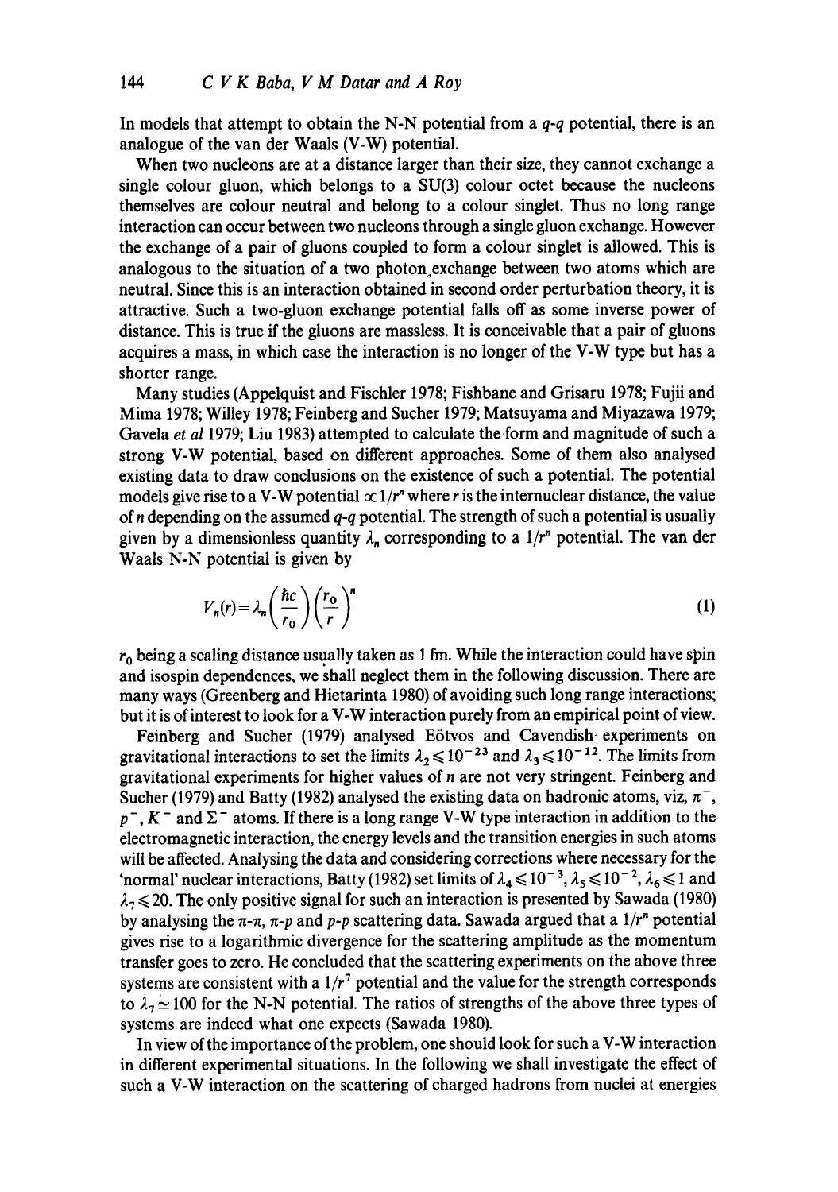In models that attempt to obtain the N-N potential from a $q$-$q$ potential, there is an analogue of the van der Waals (V-W) potential.

When two nucleons are at a distance larger than their size, they cannot exchange a single colour gluon, which belongs to a SU(3) colour octet because the nucleons themselves are colour neutral and belong to a colour singlet. Thus no long range interaction can occur between two nucleons through a single gluon exchange. However the exchange of a pair of gluons coupled to form a colour singlet is allowed. This is analogous to the situation of a two photon exchange between two atoms which are neutral. Since this is an interaction obtained in second order perturbation theory, it is attractive. Such a two-gluon exchange potential falls off as some inverse power of distance. This is true if the gluons are massless. It is conceivable that a pair of gluons acquires a mass, in which case the interaction is no longer of the V-W type but has a shorter range.

Many studies (Appelquist and Fischler 1978; Fishbane and Grisaru 1978; Fujii and Mima 1978; Willey 1978; Feinberg and Sucher 1979; Matsuyama and Miyazawa 1979; Gavela *et al* 1979; Liu 1983) attempted to calculate the form and magnitude of such a strong V-W potential, based on different approaches. Some of them also analysed existing data to draw conclusions on the existence of such a potential. The potential models give rise to a V-W potential $\propto 1/r^n$ where $r$ is the internuclear distance, the value of $n$ depending on the assumed $q$-$q$ potential. The strength of such a potential is usually given by a dimensionless quantity $\lambda_n$ corresponding to a $1/r^n$ potential. The van der Waals N-N potential is given by

$$V_n(r) = \lambda_n \left( \frac{\hbar c}{r_0} \right) \left( \frac{r_0}{r} \right)^n \tag{1}$$

$r_0$ being a scaling distance usually taken as 1 fm. While the interaction could have spin and isospin dependences, we shall neglect them in the following discussion. There are many ways (Greenberg and Hietarinta 1980) of avoiding such long range interactions; but it is of interest to look for a V-W interaction purely from an empirical point of view.

Feinberg and Sucher (1979) analysed Eötvos and Cavendish experiments on gravitational interactions to set the limits $\lambda_2 \leqslant 10^{-23}$ and $\lambda_3 \leqslant 10^{-12}$. The limits from gravitational experiments for higher values of $n$ are not very stringent. Feinberg and Sucher (1979) and Batty (1982) analysed the existing data on hadronic atoms, viz, $\pi^-$, $p^-$, $K^-$ and $\Sigma^-$ atoms. If there is a long range V-W type interaction in addition to the electromagnetic interaction, the energy levels and the transition energies in such atoms will be affected. Analysing the data and considering corrections where necessary for the 'normal' nuclear interactions, Batty (1982) set limits of $\lambda_4 \leqslant 10^{-3}$, $\lambda_5 \leqslant 10^{-2}$, $\lambda_6 \leqslant 1$ and $\lambda_7 \leqslant 20$. The only positive signal for such an interaction is presented by Sawada (1980) by analysing the $\pi$-$\pi$, $\pi$-$p$ and $p$-$p$ scattering data. Sawada argued that a $1/r^n$ potential gives rise to a logarithmic divergence for the scattering amplitude as the momentum transfer goes to zero. He concluded that the scattering experiments on the above three systems are consistent with a $1/r^7$ potential and the value for the strength corresponds to $\lambda_7 \simeq 100$ for the N-N potential. The ratios of strengths of the above three types of systems are indeed what one expects (Sawada 1980).

In view of the importance of the problem, one should look for such a V-W interaction in different experimental situations. In the following we shall investigate the effect of such a V-W interaction on the scattering of charged hadrons from nuclei at energies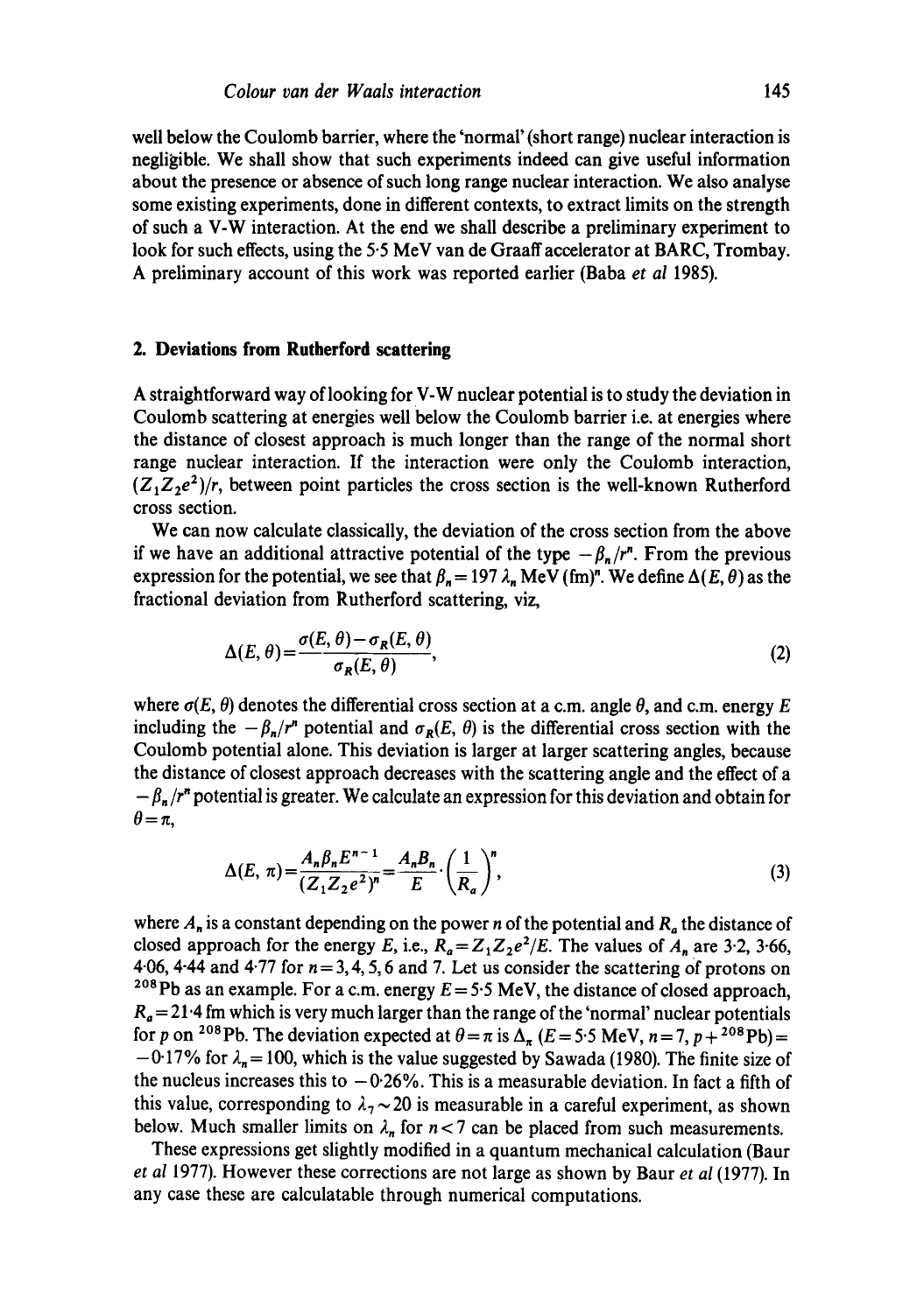well below the Coulomb barrier, where the 'normal' (short range) nuclear interaction is negligible. We shall show that such experiments indeed can give useful information about the presence or absence of such long range nuclear interaction. We also analyse some existing experiments, done in different contexts, to extract limits on the strength of such a V-W interaction. At the end we shall describe a preliminary experiment to look for such effects, using the 5·5 MeV van de Graaff accelerator at BARC, Trombay. A preliminary account of this work was reported earlier (Baba *et al* 1985).

## 2. Deviations from Rutherford scattering

A straightforward way of looking for V-W nuclear potential is to study the deviation in Coulomb scattering at energies well below the Coulomb barrier i.e. at energies where the distance of closest approach is much longer than the range of the normal short range nuclear interaction. If the interaction were only the Coulomb interaction, $(Z_1 Z_2 e^2)/r$, between point particles the cross section is the well-known Rutherford cross section.

We can now calculate classically, the deviation of the cross section from the above if we have an additional attractive potential of the type $-\beta_n/r^n$. From the previous expression for the potential, we see that $\beta_n = 197\,\lambda_n$ MeV (fm)$^n$. We define $\Delta(E, \theta)$ as the fractional deviation from Rutherford scattering, viz,

$$\Delta(E, \theta) = \frac{\sigma(E, \theta) - \sigma_R(E, \theta)}{\sigma_R(E, \theta)}, \tag{2}$$

where $\sigma(E, \theta)$ denotes the differential cross section at a c.m. angle $\theta$, and c.m. energy $E$ including the $-\beta_n/r^n$ potential and $\sigma_R(E, \theta)$ is the differential cross section with the Coulomb potential alone. This deviation is larger at larger scattering angles, because the distance of closest approach decreases with the scattering angle and the effect of a $-\beta_n/r^n$ potential is greater. We calculate an expression for this deviation and obtain for $\theta = \pi$,

$$\Delta(E, \pi) = \frac{A_n \beta_n E^{n-1}}{(Z_1 Z_2 e^2)^n} = \frac{A_n B_n}{E} \cdot \left(\frac{1}{R_a}\right)^n, \tag{3}$$

where $A_n$ is a constant depending on the power $n$ of the potential and $R_a$ the distance of closed approach for the energy $E$, i.e., $R_a = Z_1 Z_2 e^2/E$. The values of $A_n$ are 3·2, 3·66, 4·06, 4·44 and 4·77 for $n = 3, 4, 5, 6$ and 7. Let us consider the scattering of protons on $^{208}$Pb as an example. For a c.m. energy $E = 5{\cdot}5$ MeV, the distance of closed approach, $R_a = 21{\cdot}4$ fm which is very much larger than the range of the 'normal' nuclear potentials for $p$ on $^{208}$Pb. The deviation expected at $\theta = \pi$ is $\Delta_\pi$ ($E = 5{\cdot}5$ MeV, $n = 7$, $p + {}^{208}$Pb) $= -0{\cdot}17\%$ for $\lambda_n = 100$, which is the value suggested by Sawada (1980). The finite size of the nucleus increases this to $-0{\cdot}26\%$. This is a measurable deviation. In fact a fifth of this value, corresponding to $\lambda_7 \sim 20$ is measurable in a careful experiment, as shown below. Much smaller limits on $\lambda_n$ for $n < 7$ can be placed from such measurements.

These expressions get slightly modified in a quantum mechanical calculation (Baur *et al* 1977). However these corrections are not large as shown by Baur *et al* (1977). In any case these are calculatable through numerical computations.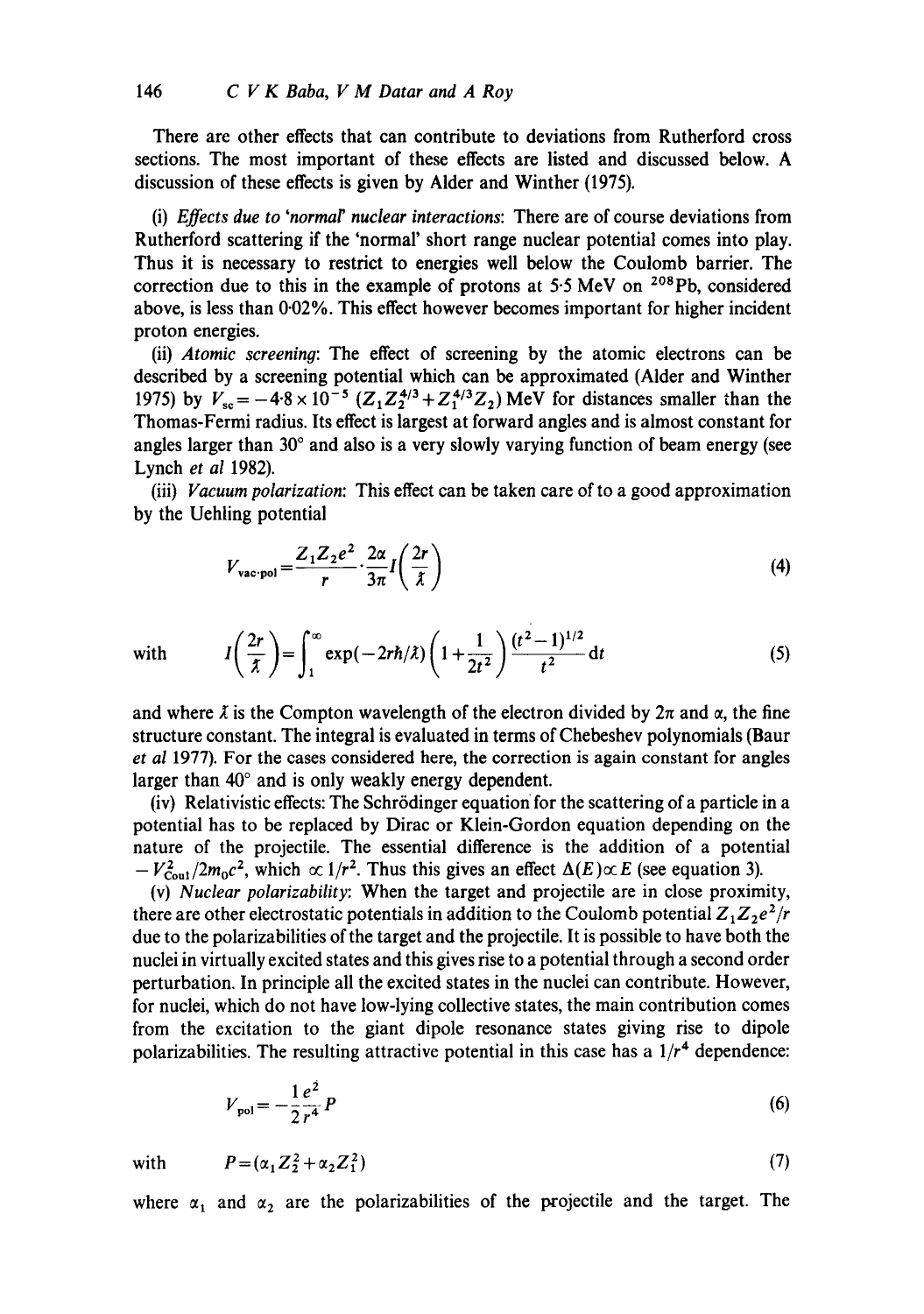There are other effects that can contribute to deviations from Rutherford cross sections. The most important of these effects are listed and discussed below. A discussion of these effects is given by Alder and Winther (1975).

(i) *Effects due to 'normal' nuclear interactions*: There are of course deviations from Rutherford scattering if the 'normal' short range nuclear potential comes into play. Thus it is necessary to restrict to energies well below the Coulomb barrier. The correction due to this in the example of protons at 5·5 MeV on $^{208}$Pb, considered above, is less than 0·02%. This effect however becomes important for higher incident proton energies.

(ii) *Atomic screening*: The effect of screening by the atomic electrons can be described by a screening potential which can be approximated (Alder and Winther 1975) by $V_{sc} = -4{\cdot}8 \times 10^{-5}\,(Z_1 Z_2^{4/3} + Z_1^{4/3} Z_2)$ MeV for distances smaller than the Thomas-Fermi radius. Its effect is largest at forward angles and is almost constant for angles larger than 30° and also is a very slowly varying function of beam energy (see Lynch *et al* 1982).

(iii) *Vacuum polarization*: This effect can be taken care of to a good approximation by the Uehling potential

$$V_{\text{vac-pol}} = \frac{Z_1 Z_2 e^2}{r} \cdot \frac{2\alpha}{3\pi} I\left(\frac{2r}{\lambda\!\!\!^{-}}\right) \tag{4}$$

with
$$I\left(\frac{2r}{\lambda\!\!\!^{-}}\right) = \int_1^{\infty} \exp(-2r\hbar/\lambda\!\!\!^{-})\left(1 + \frac{1}{2t^2}\right)\frac{(t^2-1)^{1/2}}{t^2}\,\mathrm{d}t \tag{5}$$

and where $\lambda\!\!\!^{-}$ is the Compton wavelength of the electron divided by $2\pi$ and $\alpha$, the fine structure constant. The integral is evaluated in terms of Chebeshev polynomials (Baur *et al* 1977). For the cases considered here, the correction is again constant for angles larger than 40° and is only weakly energy dependent.

(iv) Relativistic effects: The Schrödinger equation for the scattering of a particle in a potential has to be replaced by Dirac or Klein-Gordon equation depending on the nature of the projectile. The essential difference is the addition of a potential $-V_{\text{Coul}}^2/2m_0c^2$, which $\propto 1/r^2$. Thus this gives an effect $\Delta(E) \propto E$ (see equation 3).

(v) *Nuclear polarizability*: When the target and projectile are in close proximity, there are other electrostatic potentials in addition to the Coulomb potential $Z_1 Z_2 e^2/r$ due to the polarizabilities of the target and the projectile. It is possible to have both the nuclei in virtually excited states and this gives rise to a potential through a second order perturbation. In principle all the excited states in the nuclei can contribute. However, for nuclei, which do not have low-lying collective states, the main contribution comes from the excitation to the giant dipole resonance states giving rise to dipole polarizabilities. The resulting attractive potential in this case has a $1/r^4$ dependence:

$$V_{\text{pol}} = -\frac{1}{2}\frac{e^2}{r^4}P \tag{6}$$

with
$$P = (\alpha_1 Z_2^2 + \alpha_2 Z_1^2) \tag{7}$$

where $\alpha_1$ and $\alpha_2$ are the polarizabilities of the projectile and the target. The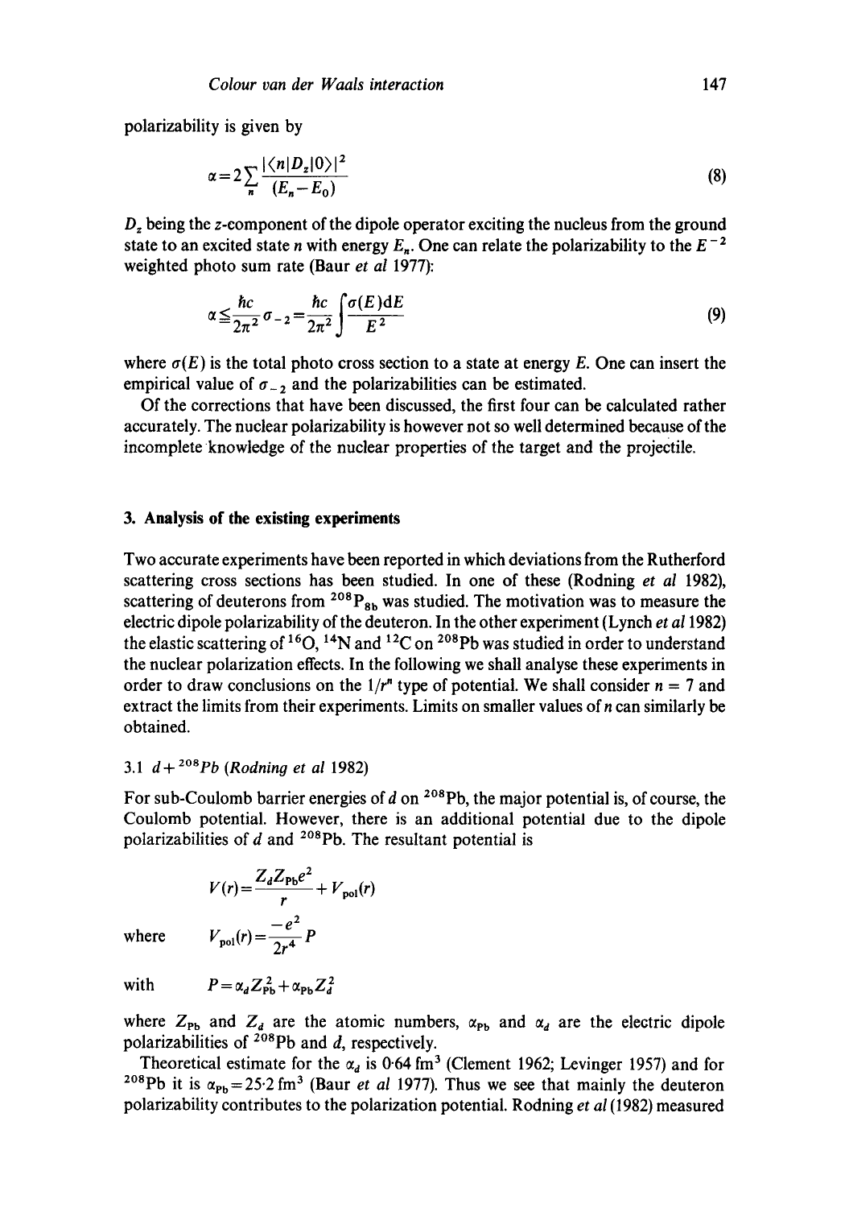polarizability is given by

$$\alpha = 2\sum_n \frac{|\langle n|D_z|0\rangle|^2}{(E_n - E_0)} \tag{8}$$

$D_z$ being the $z$-component of the dipole operator exciting the nucleus from the ground state to an excited state $n$ with energy $E_n$. One can relate the polarizability to the $E^{-2}$ weighted photo sum rate (Baur *et al* 1977):

$$\alpha \leq \frac{\hbar c}{2\pi^2}\sigma_{-2} = \frac{\hbar c}{2\pi^2}\int \frac{\sigma(E)\,\mathrm{d}E}{E^2} \tag{9}$$

where $\sigma(E)$ is the total photo cross section to a state at energy $E$. One can insert the empirical value of $\sigma_{-2}$ and the polarizabilities can be estimated.

Of the corrections that have been discussed, the first four can be calculated rather accurately. The nuclear polarizability is however not so well determined because of the incomplete knowledge of the nuclear properties of the target and the projectile.

## 3. Analysis of the existing experiments

Two accurate experiments have been reported in which deviations from the Rutherford scattering cross sections has been studied. In one of these (Rodning *et al* 1982), scattering of deuterons from $^{208}\mathrm{P_{8b}}$ was studied. The motivation was to measure the electric dipole polarizability of the deuteron. In the other experiment (Lynch *et al* 1982) the elastic scattering of $^{16}$O, $^{14}$N and $^{12}$C on $^{208}$Pb was studied in order to understand the nuclear polarization effects. In the following we shall analyse these experiments in order to draw conclusions on the $1/r^n$ type of potential. We shall consider $n = 7$ and extract the limits from their experiments. Limits on smaller values of $n$ can similarly be obtained.

### 3.1 $d + {}^{208}Pb$ (*Rodning et al* 1982)

For sub-Coulomb barrier energies of $d$ on $^{208}$Pb, the major potential is, of course, the Coulomb potential. However, there is an additional potential due to the dipole polarizabilities of $d$ and $^{208}$Pb. The resultant potential is

$$V(r) = \frac{Z_d Z_{\mathrm{Pb}} e^2}{r} + V_{\mathrm{pol}}(r)$$

where $$V_{\mathrm{pol}}(r) = \frac{-e^2}{2r^4}P$$

with $$P = \alpha_d Z_{\mathrm{Pb}}^2 + \alpha_{\mathrm{Pb}} Z_d^2$$

where $Z_{\mathrm{Pb}}$ and $Z_d$ are the atomic numbers, $\alpha_{\mathrm{Pb}}$ and $\alpha_d$ are the electric dipole polarizabilities of $^{208}$Pb and $d$, respectively.

Theoretical estimate for the $\alpha_d$ is 0·64 fm$^3$ (Clement 1962; Levinger 1957) and for $^{208}$Pb it is $\alpha_{\mathrm{Pb}} = 25{\cdot}2$ fm$^3$ (Baur *et al* 1977). Thus we see that mainly the deuteron polarizability contributes to the polarization potential. Rodning *et al* (1982) measured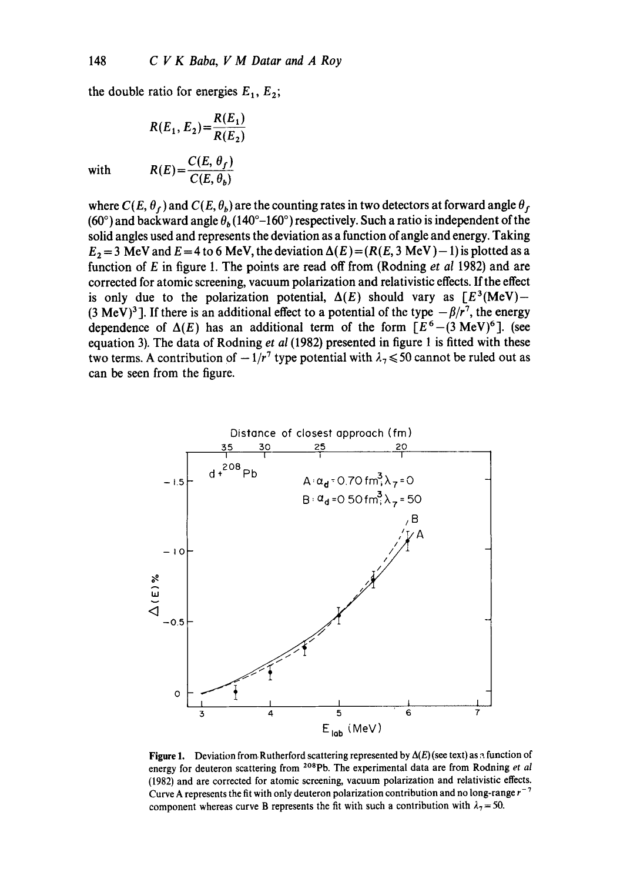the double ratio for energies $E_1$, $E_2$;

$$R(E_1, E_2) = \frac{R(E_1)}{R(E_2)}$$

with
$$R(E) = \frac{C(E, \theta_f)}{C(E, \theta_b)}$$

where $C(E, \theta_f)$ and $C(E, \theta_b)$ are the counting rates in two detectors at forward angle $\theta_f$ (60°) and backward angle $\theta_b$ (140°–160°) respectively. Such a ratio is independent of the solid angles used and represents the deviation as a function of angle and energy. Taking $E_2 = 3$ MeV and $E = 4$ to 6 MeV, the deviation $\Delta(E) = (R(E, 3 \text{ MeV}) - 1)$ is plotted as a function of $E$ in figure 1. The points are read off from (Rodning *et al* 1982) and are corrected for atomic screening, vacuum polarization and relativistic effects. If the effect is only due to the polarization potential, $\Delta(E)$ should vary as $[E^3(\text{MeV}) - (3 \text{ MeV})^3]$. If there is an additional effect to a potential of the type $-\beta/r^7$, the energy dependence of $\Delta(E)$ has an additional term of the form $[E^6 - (3 \text{ MeV})^6]$. (see equation 3). The data of Rodning *et al* (1982) presented in figure 1 is fitted with these two terms. A contribution of $-1/r^7$ type potential with $\lambda_7 \leqslant 50$ cannot be ruled out as can be seen from the figure.

**Figure 1.** Deviation from Rutherford scattering represented by $\Delta(E)$ (see text) as a function of energy for deuteron scattering from $^{208}$Pb. The experimental data are from Rodning *et al* (1982) and are corrected for atomic screening, vacuum polarization and relativistic effects. Curve A represents the fit with only deuteron polarization contribution and no long-range $r^{-7}$ component whereas curve B represents the fit with such a contribution with $\lambda_7 = 50$.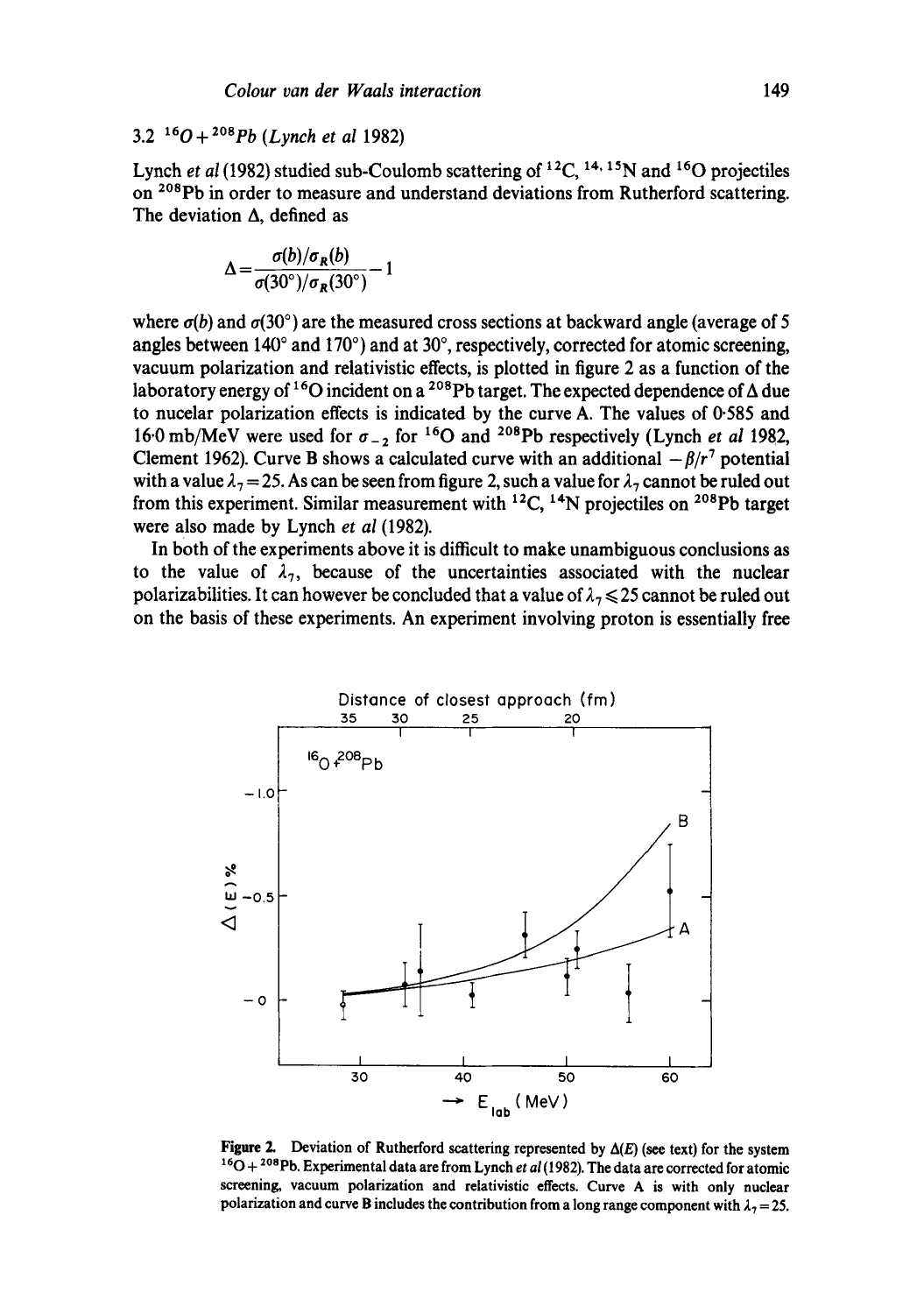### 3.2 $^{16}O + ^{208}Pb$ (*Lynch et al* 1982)

Lynch *et al* (1982) studied sub-Coulomb scattering of $^{12}C$, $^{14,15}N$ and $^{16}O$ projectiles on $^{208}Pb$ in order to measure and understand deviations from Rutherford scattering. The deviation $\Delta$, defined as

$$\Delta = \frac{\sigma(b)/\sigma_R(b)}{\sigma(30°)/\sigma_R(30°)} - 1$$

where $\sigma(b)$ and $\sigma(30°)$ are the measured cross sections at backward angle (average of 5 angles between 140° and 170°) and at 30°, respectively, corrected for atomic screening, vacuum polarization and relativistic effects, is plotted in figure 2 as a function of the laboratory energy of $^{16}O$ incident on a $^{208}Pb$ target. The expected dependence of $\Delta$ due to nucelar polarization effects is indicated by the curve A. The values of 0·585 and 16·0 mb/MeV were used for $\sigma_{-2}$ for $^{16}O$ and $^{208}Pb$ respectively (Lynch *et al* 1982, Clement 1962). Curve B shows a calculated curve with an additional $-\beta/r^7$ potential with a value $\lambda_7 = 25$. As can be seen from figure 2, such a value for $\lambda_7$ cannot be ruled out from this experiment. Similar measurement with $^{12}C$, $^{14}N$ projectiles on $^{208}Pb$ target were also made by Lynch *et al* (1982).

In both of the experiments above it is difficult to make unambiguous conclusions as to the value of $\lambda_7$, because of the uncertainties associated with the nuclear polarizabilities. It can however be concluded that a value of $\lambda_7 \leqslant 25$ cannot be ruled out on the basis of these experiments. An experiment involving proton is essentially free

**Figure 2.** Deviation of Rutherford scattering represented by $\Delta(E)$ (see text) for the system $^{16}O + ^{208}Pb$. Experimental data are from Lynch *et al* (1982). The data are corrected for atomic screening, vacuum polarization and relativistic effects. Curve A is with only nuclear polarization and curve B includes the contribution from a long range component with $\lambda_7 = 25$.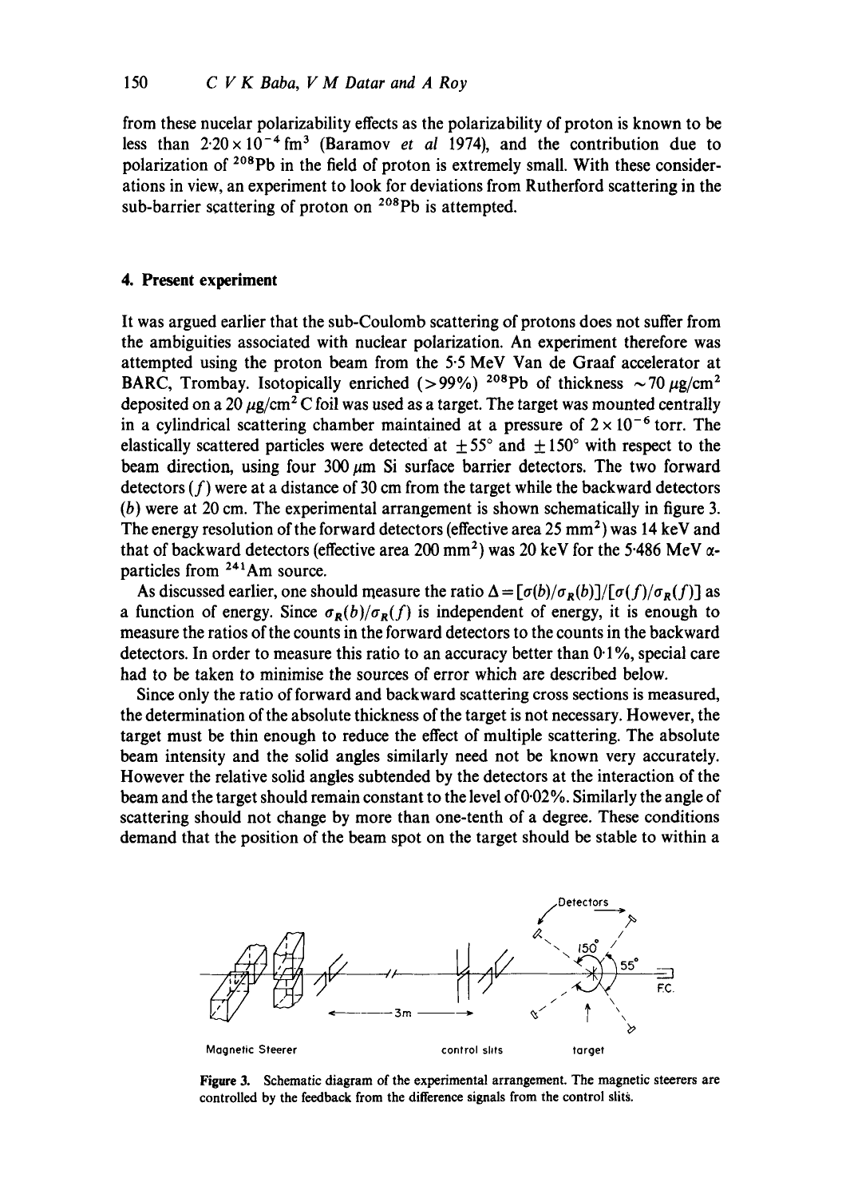from these nucelar polarizability effects as the polarizability of proton is known to be less than $2{\cdot}20\times10^{-4}\,\mathrm{fm}^3$ (Baramov *et al* 1974), and the contribution due to polarization of $^{208}$Pb in the field of proton is extremely small. With these considerations in view, an experiment to look for deviations from Rutherford scattering in the sub-barrier scattering of proton on $^{208}$Pb is attempted.

## 4. Present experiment

It was argued earlier that the sub-Coulomb scattering of protons does not suffer from the ambiguities associated with nuclear polarization. An experiment therefore was attempted using the proton beam from the 5·5 MeV Van de Graaf accelerator at BARC, Trombay. Isotopically enriched (>99%) $^{208}$Pb of thickness $\sim 70\,\mu\mathrm{g/cm}^2$ deposited on a $20\,\mu\mathrm{g/cm}^2$ C foil was used as a target. The target was mounted centrally in a cylindrical scattering chamber maintained at a pressure of $2\times10^{-6}$ torr. The elastically scattered particles were detected at $\pm 55°$ and $\pm 150°$ with respect to the beam direction, using four $300\,\mu$m Si surface barrier detectors. The two forward detectors ($f$) were at a distance of 30 cm from the target while the backward detectors ($b$) were at 20 cm. The experimental arrangement is shown schematically in figure 3. The energy resolution of the forward detectors (effective area 25 mm$^2$) was 14 keV and that of backward detectors (effective area 200 mm$^2$) was 20 keV for the 5·486 MeV $\alpha$-particles from $^{241}$Am source.

As discussed earlier, one should measure the ratio $\Delta = [\sigma(b)/\sigma_R(b)]/[\sigma(f)/\sigma_R(f)]$ as a function of energy. Since $\sigma_R(b)/\sigma_R(f)$ is independent of energy, it is enough to measure the ratios of the counts in the forward detectors to the counts in the backward detectors. In order to measure this ratio to an accuracy better than 0·1%, special care had to be taken to minimise the sources of error which are described below.

Since only the ratio of forward and backward scattering cross sections is measured, the determination of the absolute thickness of the target is not necessary. However, the target must be thin enough to reduce the effect of multiple scattering. The absolute beam intensity and the solid angles similarly need not be known very accurately. However the relative solid angles subtended by the detectors at the interaction of the beam and the target should remain constant to the level of 0·02%. Similarly the angle of scattering should not change by more than one-tenth of a degree. These conditions demand that the position of the beam spot on the target should be stable to within a

**Figure 3.** Schematic diagram of the experimental arrangement. The magnetic steerers are controlled by the feedback from the difference signals from the control slits.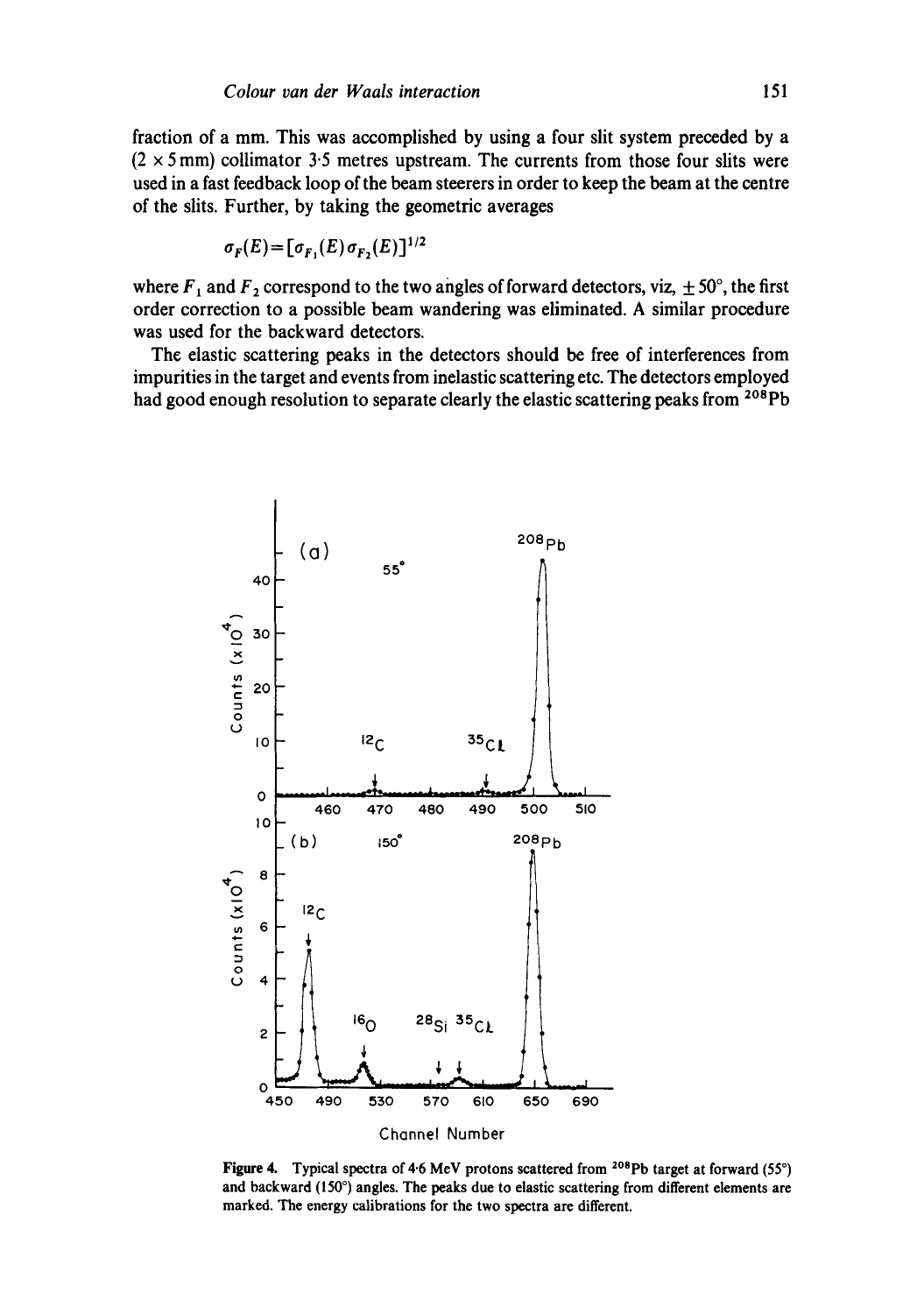fraction of a mm. This was accomplished by using a four slit system preceded by a (2 × 5 mm) collimator 3·5 metres upstream. The currents from those four slits were used in a fast feedback loop of the beam steerers in order to keep the beam at the centre of the slits. Further, by taking the geometric averages

$$\sigma_F(E) = [\sigma_{F_1}(E)\,\sigma_{F_2}(E)]^{1/2}$$

where $F_1$ and $F_2$ correspond to the two angles of forward detectors, viz, $\pm 50°$, the first order correction to a possible beam wandering was eliminated. A similar procedure was used for the backward detectors.

The elastic scattering peaks in the detectors should be free of interferences from impurities in the target and events from inelastic scattering etc. The detectors employed had good enough resolution to separate clearly the elastic scattering peaks from $^{208}$Pb

**Figure 4.** Typical spectra of 4·6 MeV protons scattered from $^{208}$Pb target at forward (55°) and backward (150°) angles. The peaks due to elastic scattering from different elements are marked. The energy calibrations for the two spectra are different.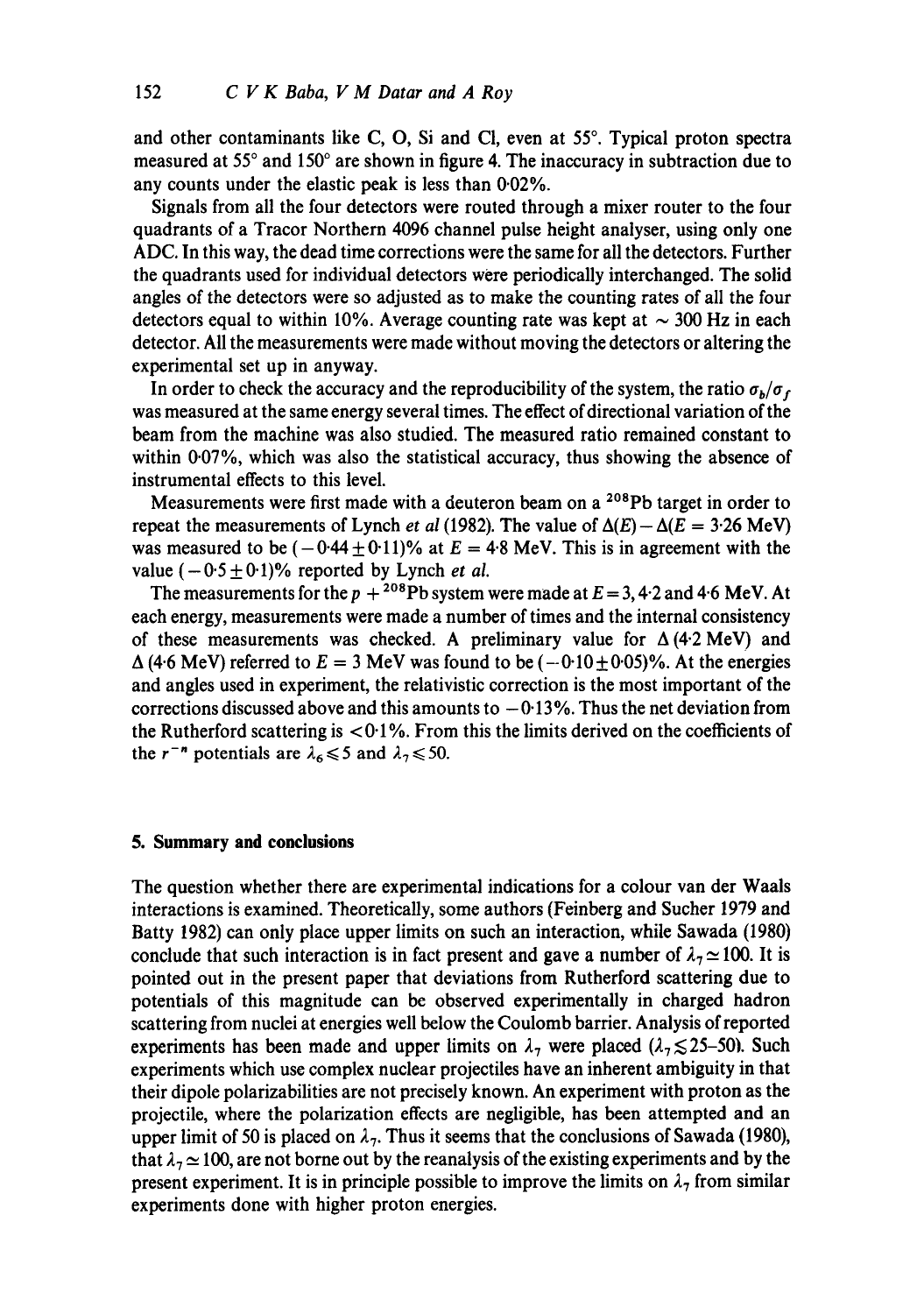and other contaminants like C, O, Si and Cl, even at 55°. Typical proton spectra measured at 55° and 150° are shown in figure 4. The inaccuracy in subtraction due to any counts under the elastic peak is less than 0·02%.

Signals from all the four detectors were routed through a mixer router to the four quadrants of a Tracor Northern 4096 channel pulse height analyser, using only one ADC. In this way, the dead time corrections were the same for all the detectors. Further the quadrants used for individual detectors were periodically interchanged. The solid angles of the detectors were so adjusted as to make the counting rates of all the four detectors equal to within 10%. Average counting rate was kept at $\sim 300$ Hz in each detector. All the measurements were made without moving the detectors or altering the experimental set up in anyway.

In order to check the accuracy and the reproducibility of the system, the ratio $\sigma_b/\sigma_f$ was measured at the same energy several times. The effect of directional variation of the beam from the machine was also studied. The measured ratio remained constant to within 0·07%, which was also the statistical accuracy, thus showing the absence of instrumental effects to this level.

Measurements were first made with a deuteron beam on a $^{208}$Pb target in order to repeat the measurements of Lynch *et al* (1982). The value of $\Delta(E) - \Delta(E = 3{\cdot}26 \text{ MeV})$ was measured to be $(-0{\cdot}44 \pm 0{\cdot}11)\%$ at $E = 4{\cdot}8$ MeV. This is in agreement with the value $(-0{\cdot}5 \pm 0{\cdot}1)\%$ reported by Lynch *et al.*

The measurements for the $p + {}^{208}$Pb system were made at $E = 3, 4{\cdot}2$ and $4{\cdot}6$ MeV. At each energy, measurements were made a number of times and the internal consistency of these measurements was checked. A preliminary value for $\Delta\,(4{\cdot}2 \text{ MeV})$ and $\Delta\,(4{\cdot}6 \text{ MeV})$ referred to $E = 3$ MeV was found to be $(-0{\cdot}10 \pm 0{\cdot}05)\%$. At the energies and angles used in experiment, the relativistic correction is the most important of the corrections discussed above and this amounts to $-0{\cdot}13\%$. Thus the net deviation from the Rutherford scattering is $< 0{\cdot}1\%$. From this the limits derived on the coefficients of the $r^{-n}$ potentials are $\lambda_6 \leqslant 5$ and $\lambda_7 \leqslant 50$.

## 5. Summary and conclusions

The question whether there are experimental indications for a colour van der Waals interactions is examined. Theoretically, some authors (Feinberg and Sucher 1979 and Batty 1982) can only place upper limits on such an interaction, while Sawada (1980) conclude that such interaction is in fact present and gave a number of $\lambda_7 \simeq 100$. It is pointed out in the present paper that deviations from Rutherford scattering due to potentials of this magnitude can be observed experimentally in charged hadron scattering from nuclei at energies well below the Coulomb barrier. Analysis of reported experiments has been made and upper limits on $\lambda_7$ were placed ($\lambda_7 \lesssim 25$–$50$). Such experiments which use complex nuclear projectiles have an inherent ambiguity in that their dipole polarizabilities are not precisely known. An experiment with proton as the projectile, where the polarization effects are negligible, has been attempted and an upper limit of 50 is placed on $\lambda_7$. Thus it seems that the conclusions of Sawada (1980), that $\lambda_7 \simeq 100$, are not borne out by the reanalysis of the existing experiments and by the present experiment. It is in principle possible to improve the limits on $\lambda_7$ from similar experiments done with higher proton energies.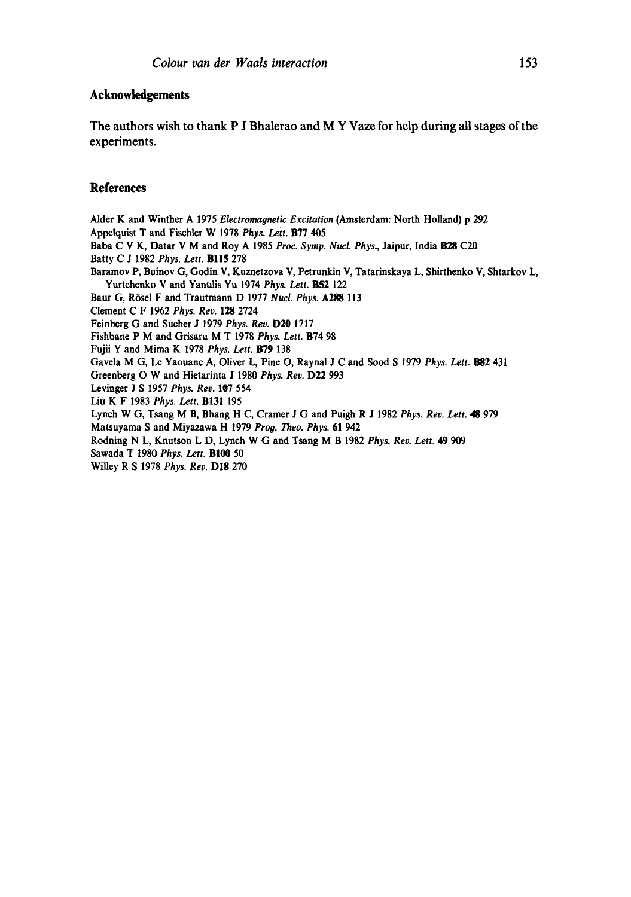## Acknowledgements

The authors wish to thank P J Bhalerao and M Y Vaze for help during all stages of the experiments.

## References

Alder K and Winther A 1975 *Electromagnetic Excitation* (Amsterdam: North Holland) p 292

Appelquist T and Fischler W 1978 *Phys. Lett.* **B77** 405

Baba C V K, Datar V M and Roy A 1985 *Proc. Symp. Nucl. Phys.*, Jaipur, India **B28** C20

Batty C J 1982 *Phys. Lett.* **B115** 278

Baramov P, Buinov G, Godin V, Kuznetzova V, Petrunkin V, Tatarinskaya L, Shirthenko V, Shtarkov L, Yurtchenko V and Yanŭlis Yu 1974 *Phys. Lett.* **B52** 122

Baur G, Rösel F and Trautmann D 1977 *Nucl. Phys.* **A288** 113

Clement C F 1962 *Phys. Rev.* **128** 2724

Feinberg G and Sucher J 1979 *Phys. Rev.* **D20** 1717

Fishbane P M and Grisaru M T 1978 *Phys. Lett.* **B74** 98

Fujii Y and Mima K 1978 *Phys. Lett.* **B79** 138

Gavela M G, Le Yaouanc A, Oliver L, Pine O, Raynal J C and Sood S 1979 *Phys. Lett.* **B82** 431

Greenberg O W and Hietarinta J 1980 *Phys. Rev.* **D22** 993

Levinger J S 1957 *Phys. Rev.* **107** 554

Liu K F 1983 *Phys. Lett.* **B131** 195

Lynch W G, Tsang M B, Bhang H C, Cramer J G and Puigh R J 1982 *Phys. Rev. Lett.* **48** 979

Matsuyama S and Miyazawa H 1979 *Prog. Theo. Phys.* **61** 942

Rodning N L, Knutson L D, Lynch W G and Tsang M B 1982 *Phys. Rev. Lett.* **49** 909

Sawada T 1980 *Phys. Lett.* **B100** 50

Willey R S 1978 *Phys. Rev.* **D18** 270